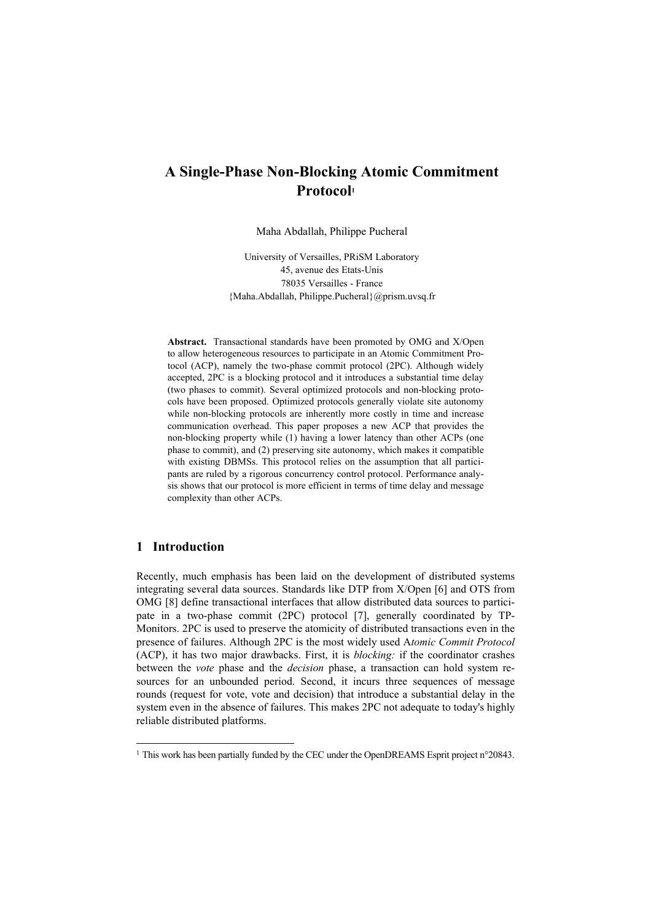# A Single-Phase Non-Blocking Atomic Commitment Protocol[1]

Maha Abdallah, Philippe Pucheral

University of Versailles, PRiSM Laboratory
45, avenue des Etats-Unis
78035 Versailles - France
{Maha.Abdallah, Philippe.Pucheral}@prism.uvsq.fr

**Abstract.** Transactional standards have been promoted by OMG and X/Open to allow heterogeneous resources to participate in an Atomic Commitment Protocol (ACP), namely the two-phase commit protocol (2PC). Although widely accepted, 2PC is a blocking protocol and it introduces a substantial time delay (two phases to commit). Several optimized protocols and non-blocking protocols have been proposed. Optimized protocols generally violate site autonomy while non-blocking protocols are inherently more costly in time and increase communication overhead. This paper proposes a new ACP that provides the non-blocking property while (1) having a lower latency than other ACPs (one phase to commit), and (2) preserving site autonomy, which makes it compatible with existing DBMSs. This protocol relies on the assumption that all participants are ruled by a rigorous concurrency control protocol. Performance analysis shows that our protocol is more efficient in terms of time delay and message complexity than other ACPs.

## 1 Introduction

Recently, much emphasis has been laid on the development of distributed systems integrating several data sources. Standards like DTP from X/Open [6] and OTS from OMG [8] define transactional interfaces that allow distributed data sources to participate in a two-phase commit (2PC) protocol [7], generally coordinated by TP-Monitors. 2PC is used to preserve the atomicity of distributed transactions even in the presence of failures. Although 2PC is the most widely used A*tomic Commit Protocol* (ACP), it has two major drawbacks. First, it is *blocking:* if the coordinator crashes between the *vote* phase and the *decision* phase, a transaction can hold system resources for an unbounded period. Second, it incurs three sequences of message rounds (request for vote, vote and decision) that introduce a substantial delay in the system even in the absence of failures. This makes 2PC not adequate to today's highly reliable distributed platforms.

[1] This work has been partially funded by the CEC under the OpenDREAMS Esprit project n°20843.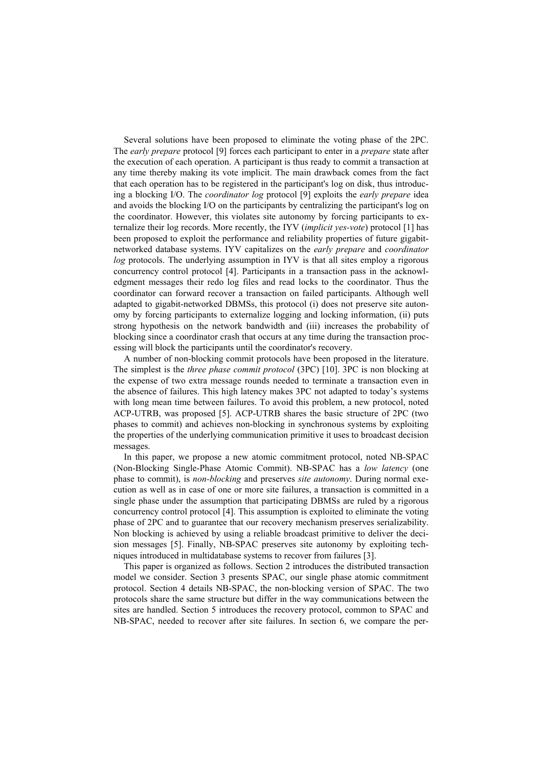Several solutions have been proposed to eliminate the voting phase of the 2PC. The *early prepare* protocol [9] forces each participant to enter in a *prepare* state after the execution of each operation. A participant is thus ready to commit a transaction at any time thereby making its vote implicit. The main drawback comes from the fact that each operation has to be registered in the participant's log on disk, thus introducing a blocking I/O. The *coordinator log* protocol [9] exploits the *early prepare* idea and avoids the blocking I/O on the participants by centralizing the participant's log on the coordinator. However, this violates site autonomy by forcing participants to externalize their log records. More recently, the IYV (*implicit yes-vote*) protocol [1] has been proposed to exploit the performance and reliability properties of future gigabit-networked database systems. IYV capitalizes on the *early prepare* and *coordinator log* protocols. The underlying assumption in IYV is that all sites employ a rigorous concurrency control protocol [4]. Participants in a transaction pass in the acknowledgment messages their redo log files and read locks to the coordinator. Thus the coordinator can forward recover a transaction on failed participants. Although well adapted to gigabit-networked DBMSs, this protocol (i) does not preserve site autonomy by forcing participants to externalize logging and locking information, (ii) puts strong hypothesis on the network bandwidth and (iii) increases the probability of blocking since a coordinator crash that occurs at any time during the transaction processing will block the participants until the coordinator's recovery.

A number of non-blocking commit protocols have been proposed in the literature. The simplest is the *three phase commit protocol* (3PC) [10]. 3PC is non blocking at the expense of two extra message rounds needed to terminate a transaction even in the absence of failures. This high latency makes 3PC not adapted to today's systems with long mean time between failures. To avoid this problem, a new protocol, noted ACP-UTRB, was proposed [5]. ACP-UTRB shares the basic structure of 2PC (two phases to commit) and achieves non-blocking in synchronous systems by exploiting the properties of the underlying communication primitive it uses to broadcast decision messages.

In this paper, we propose a new atomic commitment protocol, noted NB-SPAC (Non-Blocking Single-Phase Atomic Commit). NB-SPAC has a *low latency* (one phase to commit), is *non-blocking* and preserves *site autonomy*. During normal execution as well as in case of one or more site failures, a transaction is committed in a single phase under the assumption that participating DBMSs are ruled by a rigorous concurrency control protocol [4]. This assumption is exploited to eliminate the voting phase of 2PC and to guarantee that our recovery mechanism preserves serializability. Non blocking is achieved by using a reliable broadcast primitive to deliver the decision messages [5]. Finally, NB-SPAC preserves site autonomy by exploiting techniques introduced in multidatabase systems to recover from failures [3].

This paper is organized as follows. Section 2 introduces the distributed transaction model we consider. Section 3 presents SPAC, our single phase atomic commitment protocol. Section 4 details NB-SPAC, the non-blocking version of SPAC. The two protocols share the same structure but differ in the way communications between the sites are handled. Section 5 introduces the recovery protocol, common to SPAC and NB-SPAC, needed to recover after site failures. In section 6, we compare the per-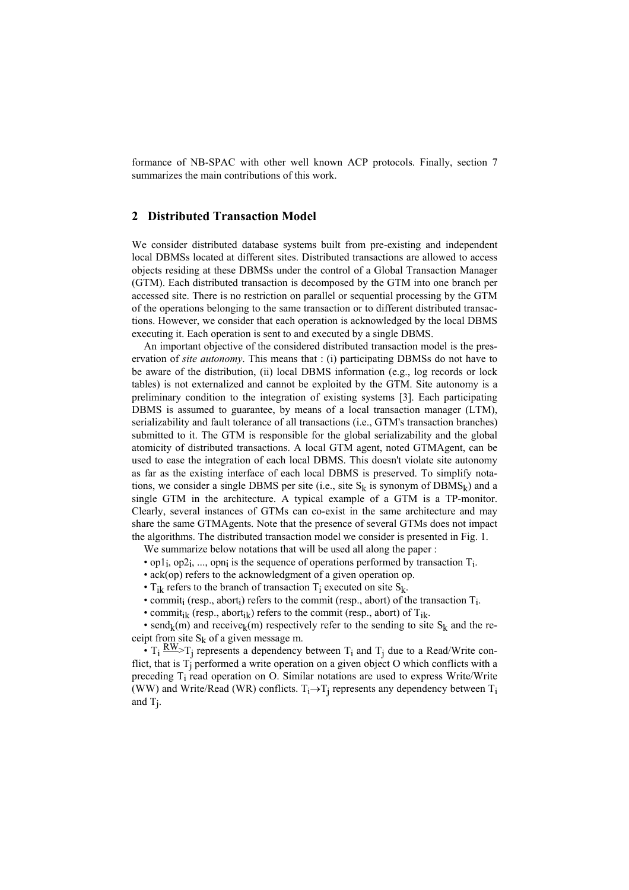formance of NB-SPAC with other well known ACP protocols. Finally, section 7 summarizes the main contributions of this work.

## 2 Distributed Transaction Model

We consider distributed database systems built from pre-existing and independent local DBMSs located at different sites. Distributed transactions are allowed to access objects residing at these DBMSs under the control of a Global Transaction Manager (GTM). Each distributed transaction is decomposed by the GTM into one branch per accessed site. There is no restriction on parallel or sequential processing by the GTM of the operations belonging to the same transaction or to different distributed transactions. However, we consider that each operation is acknowledged by the local DBMS executing it. Each operation is sent to and executed by a single DBMS.

An important objective of the considered distributed transaction model is the preservation of *site autonomy*. This means that : (i) participating DBMSs do not have to be aware of the distribution, (ii) local DBMS information (e.g., log records or lock tables) is not externalized and cannot be exploited by the GTM. Site autonomy is a preliminary condition to the integration of existing systems [3]. Each participating DBMS is assumed to guarantee, by means of a local transaction manager (LTM), serializability and fault tolerance of all transactions (i.e., GTM's transaction branches) submitted to it. The GTM is responsible for the global serializability and the global atomicity of distributed transactions. A local GTM agent, noted GTMAgent, can be used to ease the integration of each local DBMS. This doesn't violate site autonomy as far as the existing interface of each local DBMS is preserved. To simplify notations, we consider a single DBMS per site (i.e., site $S_k$ is synonym of $DBMS_k$) and a single GTM in the architecture. A typical example of a GTM is a TP-monitor. Clearly, several instances of GTMs can co-exist in the same architecture and may share the same GTMAgents. Note that the presence of several GTMs does not impact the algorithms. The distributed transaction model we consider is presented in Fig. 1.

We summarize below notations that will be used all along the paper :

- $op1_i$, $op2_i$, ..., $opn_i$ is the sequence of operations performed by transaction $T_i$.
- ack(op) refers to the acknowledgment of a given operation op.
- $T_{ik}$ refers to the branch of transaction $T_i$ executed on site $S_k$.
- $commit_i$ (resp., $abort_i$) refers to the commit (resp., abort) of the transaction $T_i$.
- $commit_{ik}$ (resp., $abort_{ik}$) refers to the commit (resp., abort) of $T_{ik}$.
- $send_k(m)$ and $receive_k(m)$ respectively refer to the sending to site $S_k$ and the receipt from site $S_k$ of a given message m.
- $T_i \xrightarrow{RW} T_j$ represents a dependency between $T_i$ and $T_j$ due to a Read/Write conflict, that is $T_j$ performed a write operation on a given object O which conflicts with a preceding $T_i$ read operation on O. Similar notations are used to express Write/Write (WW) and Write/Read (WR) conflicts. $T_i \rightarrow T_j$ represents any dependency between $T_i$ and $T_j$.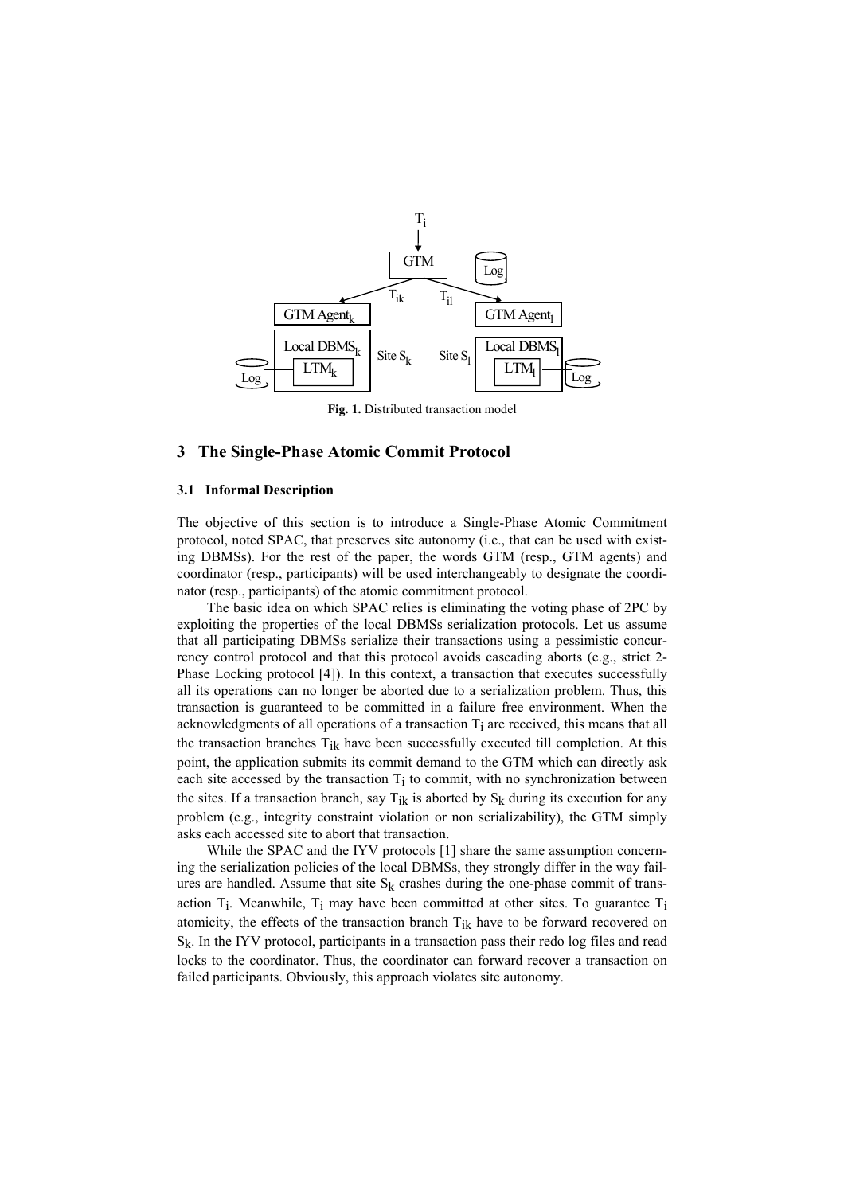Fig. 1. Distributed transaction model

## 3 The Single-Phase Atomic Commit Protocol

### 3.1 Informal Description

The objective of this section is to introduce a Single-Phase Atomic Commitment protocol, noted SPAC, that preserves site autonomy (i.e., that can be used with existing DBMSs). For the rest of the paper, the words GTM (resp., GTM agents) and coordinator (resp., participants) will be used interchangeably to designate the coordinator (resp., participants) of the atomic commitment protocol.

The basic idea on which SPAC relies is eliminating the voting phase of 2PC by exploiting the properties of the local DBMSs serialization protocols. Let us assume that all participating DBMSs serialize their transactions using a pessimistic concurrency control protocol and that this protocol avoids cascading aborts (e.g., strict 2-Phase Locking protocol [4]). In this context, a transaction that executes successfully all its operations can no longer be aborted due to a serialization problem. Thus, this transaction is guaranteed to be committed in a failure free environment. When the acknowledgments of all operations of a transaction $T_i$ are received, this means that all the transaction branches $T_{ik}$ have been successfully executed till completion. At this point, the application submits its commit demand to the GTM which can directly ask each site accessed by the transaction $T_i$ to commit, with no synchronization between the sites. If a transaction branch, say $T_{ik}$ is aborted by $S_k$ during its execution for any problem (e.g., integrity constraint violation or non serializability), the GTM simply asks each accessed site to abort that transaction.

While the SPAC and the IYV protocols [1] share the same assumption concerning the serialization policies of the local DBMSs, they strongly differ in the way failures are handled. Assume that site $S_k$ crashes during the one-phase commit of transaction $T_i$. Meanwhile, $T_i$ may have been committed at other sites. To guarantee $T_i$ atomicity, the effects of the transaction branch $T_{ik}$ have to be forward recovered on $S_k$. In the IYV protocol, participants in a transaction pass their redo log files and read locks to the coordinator. Thus, the coordinator can forward recover a transaction on failed participants. Obviously, this approach violates site autonomy.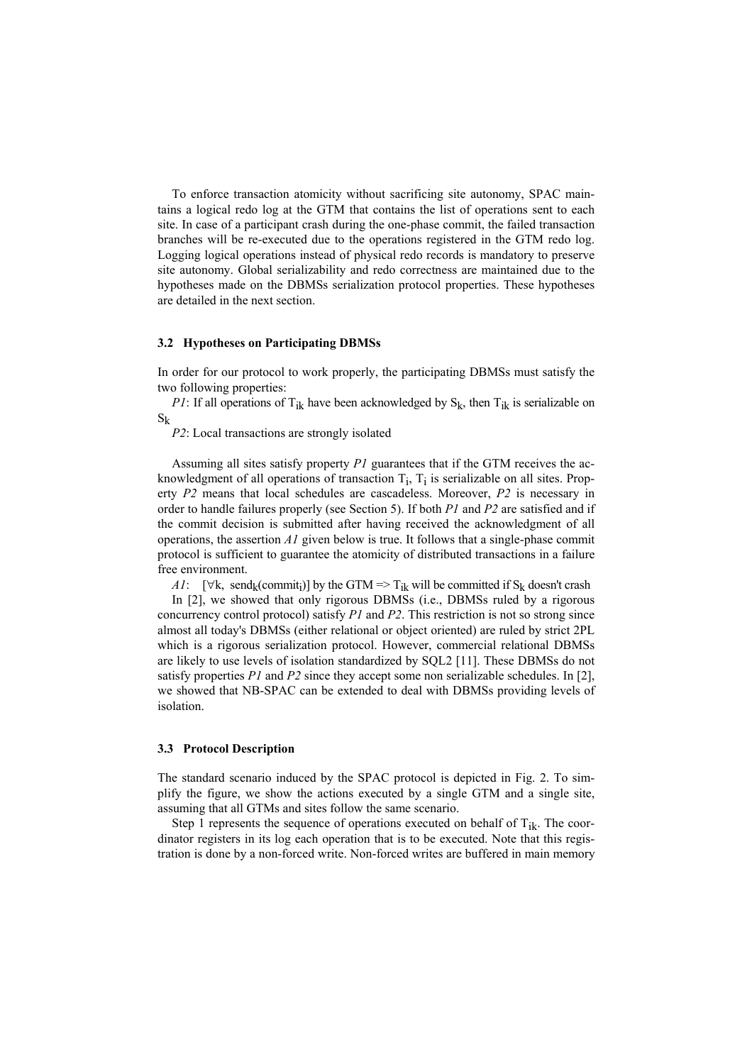To enforce transaction atomicity without sacrificing site autonomy, SPAC maintains a logical redo log at the GTM that contains the list of operations sent to each site. In case of a participant crash during the one-phase commit, the failed transaction branches will be re-executed due to the operations registered in the GTM redo log. Logging logical operations instead of physical redo records is mandatory to preserve site autonomy. Global serializability and redo correctness are maintained due to the hypotheses made on the DBMSs serialization protocol properties. These hypotheses are detailed in the next section.

### 3.2 Hypotheses on Participating DBMSs

In order for our protocol to work properly, the participating DBMSs must satisfy the two following properties:

*P1*: If all operations of $T_{ik}$ have been acknowledged by $S_k$, then $T_{ik}$ is serializable on $S_k$

*P2*: Local transactions are strongly isolated

Assuming all sites satisfy property *P1* guarantees that if the GTM receives the acknowledgment of all operations of transaction $T_i$, $T_i$ is serializable on all sites. Property *P2* means that local schedules are cascadeless. Moreover, *P2* is necessary in order to handle failures properly (see Section 5). If both *P1* and *P2* are satisfied and if the commit decision is submitted after having received the acknowledgment of all operations, the assertion *A1* given below is true. It follows that a single-phase commit protocol is sufficient to guarantee the atomicity of distributed transactions in a failure free environment.

*A1*: $[\forall k, \ send_k(commit_i)]$ by the GTM $\Rightarrow T_{ik}$ will be committed if $S_k$ doesn't crash

In [2], we showed that only rigorous DBMSs (i.e., DBMSs ruled by a rigorous concurrency control protocol) satisfy *P1* and *P2*. This restriction is not so strong since almost all today's DBMSs (either relational or object oriented) are ruled by strict 2PL which is a rigorous serialization protocol. However, commercial relational DBMSs are likely to use levels of isolation standardized by SQL2 [11]. These DBMSs do not satisfy properties *P1* and *P2* since they accept some non serializable schedules. In [2], we showed that NB-SPAC can be extended to deal with DBMSs providing levels of isolation.

### 3.3 Protocol Description

The standard scenario induced by the SPAC protocol is depicted in Fig. 2. To simplify the figure, we show the actions executed by a single GTM and a single site, assuming that all GTMs and sites follow the same scenario.

Step 1 represents the sequence of operations executed on behalf of $T_{ik}$. The coordinator registers in its log each operation that is to be executed. Note that this registration is done by a non-forced write. Non-forced writes are buffered in main memory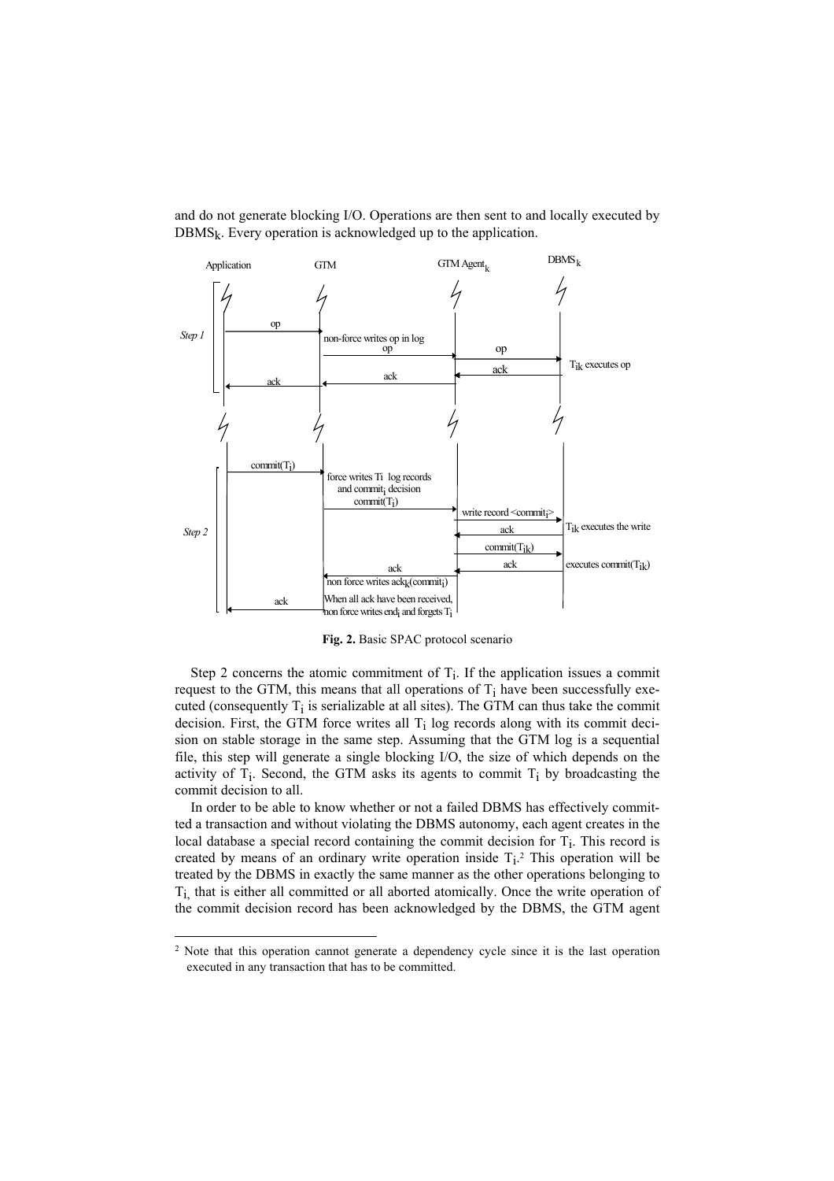and do not generate blocking I/O. Operations are then sent to and locally executed by $DBMS_k$. Every operation is acknowledged up to the application.

**Fig. 2.** Basic SPAC protocol scenario

Step 2 concerns the atomic commitment of $T_i$. If the application issues a commit request to the GTM, this means that all operations of $T_i$ have been successfully executed (consequently $T_i$ is serializable at all sites). The GTM can thus take the commit decision. First, the GTM force writes all $T_i$ log records along with its commit decision on stable storage in the same step. Assuming that the GTM log is a sequential file, this step will generate a single blocking I/O, the size of which depends on the activity of $T_i$. Second, the GTM asks its agents to commit $T_i$ by broadcasting the commit decision to all.

In order to be able to know whether or not a failed DBMS has effectively committed a transaction and without violating the DBMS autonomy, each agent creates in the local database a special record containing the commit decision for $T_i$. This record is created by means of an ordinary write operation inside $T_i$.[2] This operation will be treated by the DBMS in exactly the same manner as the other operations belonging to $T_i$, that is either all committed or all aborted atomically. Once the write operation of the commit decision record has been acknowledged by the DBMS, the GTM agent

[2] Note that this operation cannot generate a dependency cycle since it is the last operation executed in any transaction that has to be committed.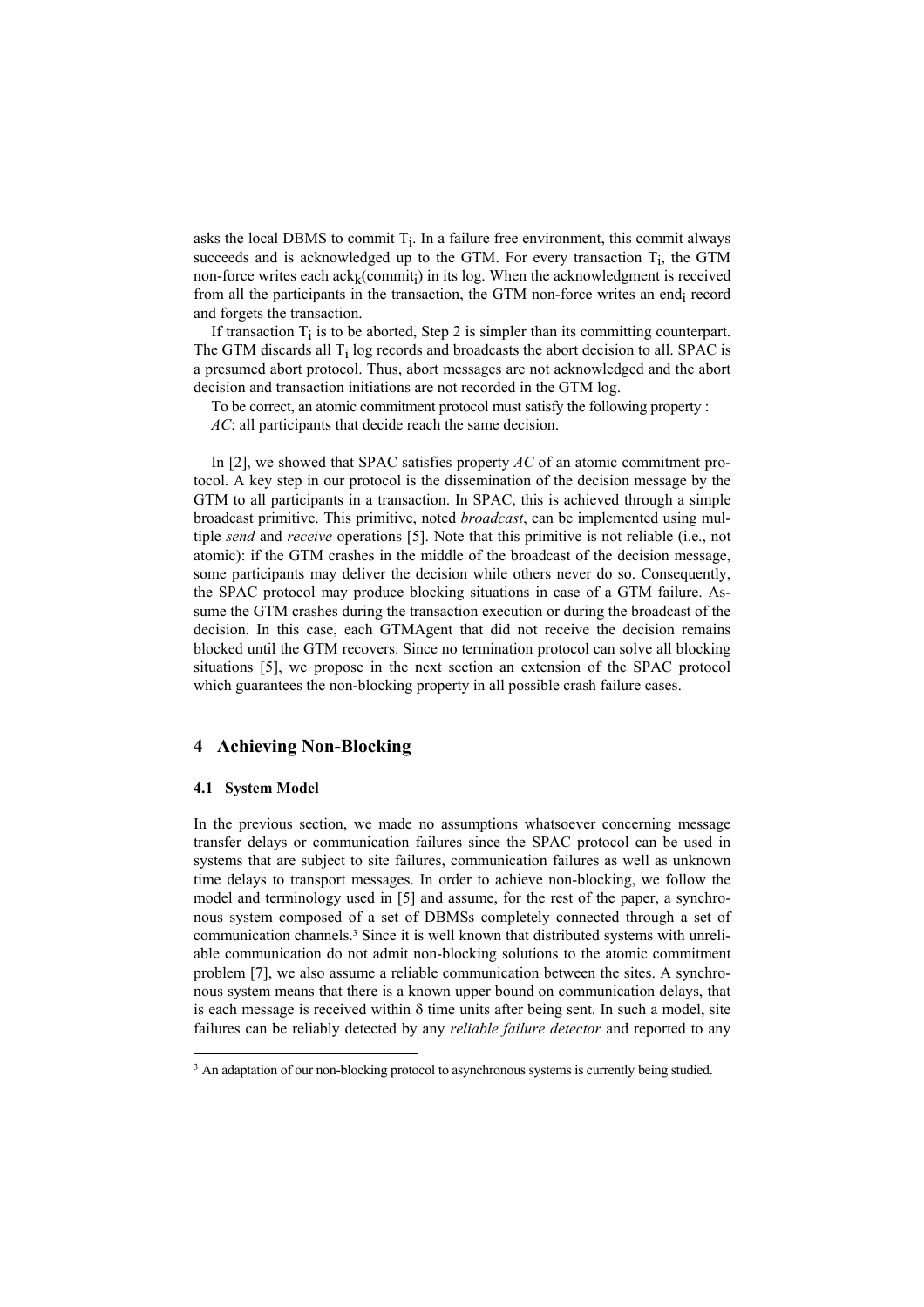asks the local DBMS to commit $T_i$. In a failure free environment, this commit always succeeds and is acknowledged up to the GTM. For every transaction $T_i$, the GTM non-force writes each $ack_k(commit_i)$ in its log. When the acknowledgment is received from all the participants in the transaction, the GTM non-force writes an $end_i$ record and forgets the transaction.

If transaction $T_i$ is to be aborted, Step 2 is simpler than its committing counterpart. The GTM discards all $T_i$ log records and broadcasts the abort decision to all. SPAC is a presumed abort protocol. Thus, abort messages are not acknowledged and the abort decision and transaction initiations are not recorded in the GTM log.

To be correct, an atomic commitment protocol must satisfy the following property :

*AC*: all participants that decide reach the same decision.

In [2], we showed that SPAC satisfies property *AC* of an atomic commitment protocol. A key step in our protocol is the dissemination of the decision message by the GTM to all participants in a transaction. In SPAC, this is achieved through a simple broadcast primitive. This primitive, noted *broadcast*, can be implemented using multiple *send* and *receive* operations [5]. Note that this primitive is not reliable (i.e., not atomic): if the GTM crashes in the middle of the broadcast of the decision message, some participants may deliver the decision while others never do so. Consequently, the SPAC protocol may produce blocking situations in case of a GTM failure. Assume the GTM crashes during the transaction execution or during the broadcast of the decision. In this case, each GTMAgent that did not receive the decision remains blocked until the GTM recovers. Since no termination protocol can solve all blocking situations [5], we propose in the next section an extension of the SPAC protocol which guarantees the non-blocking property in all possible crash failure cases.

## 4 Achieving Non-Blocking

### 4.1 System Model

In the previous section, we made no assumptions whatsoever concerning message transfer delays or communication failures since the SPAC protocol can be used in systems that are subject to site failures, communication failures as well as unknown time delays to transport messages. In order to achieve non-blocking, we follow the model and terminology used in [5] and assume, for the rest of the paper, a synchronous system composed of a set of DBMSs completely connected through a set of communication channels.[3] Since it is well known that distributed systems with unreliable communication do not admit non-blocking solutions to the atomic commitment problem [7], we also assume a reliable communication between the sites. A synchronous system means that there is a known upper bound on communication delays, that is each message is received within $\delta$ time units after being sent. In such a model, site failures can be reliably detected by any *reliable failure detector* and reported to any

[3] An adaptation of our non-blocking protocol to asynchronous systems is currently being studied.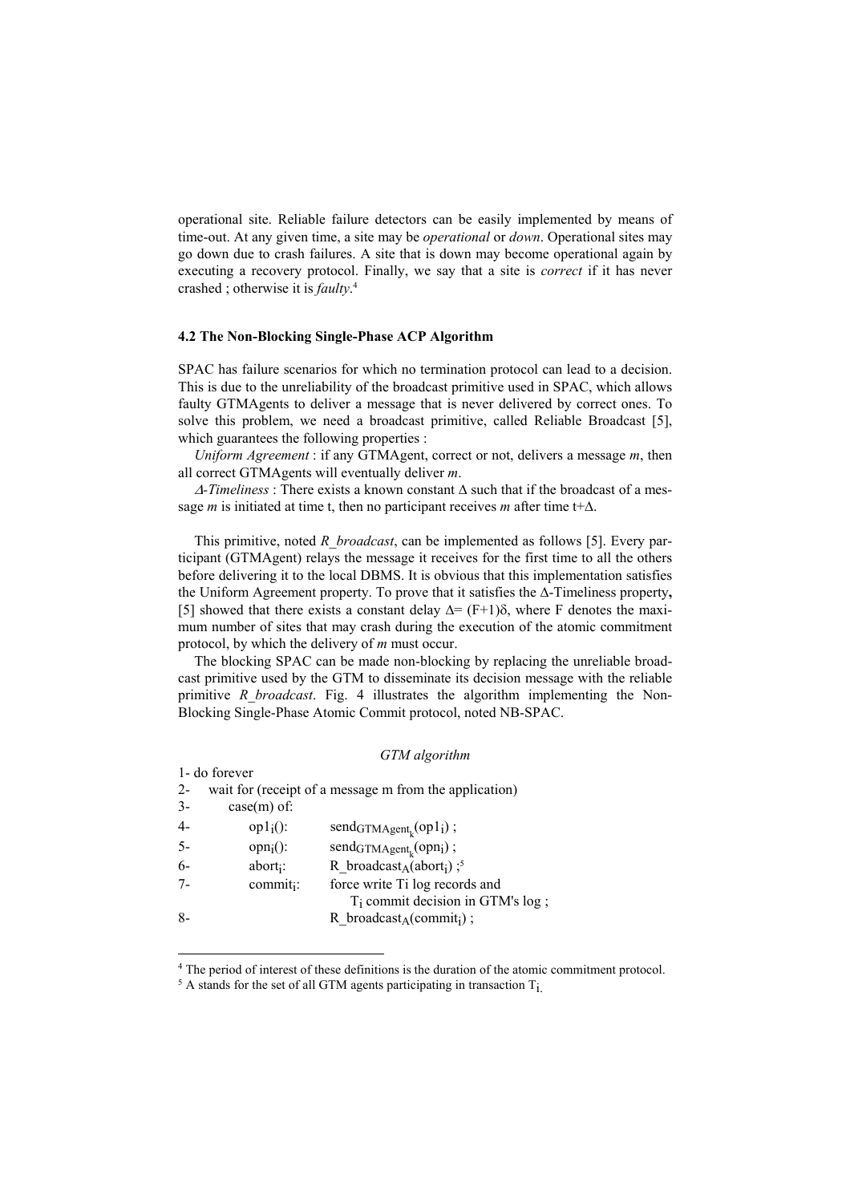operational site. Reliable failure detectors can be easily implemented by means of time-out. At any given time, a site may be *operational* or *down*. Operational sites may go down due to crash failures. A site that is down may become operational again by executing a recovery protocol. Finally, we say that a site is *correct* if it has never crashed ; otherwise it is *faulty*.[4]

### 4.2 The Non-Blocking Single-Phase ACP Algorithm

SPAC has failure scenarios for which no termination protocol can lead to a decision. This is due to the unreliability of the broadcast primitive used in SPAC, which allows faulty GTMAgents to deliver a message that is never delivered by correct ones. To solve this problem, we need a broadcast primitive, called Reliable Broadcast [5], which guarantees the following properties :

*Uniform Agreement* : if any GTMAgent, correct or not, delivers a message *m*, then all correct GTMAgents will eventually deliver *m*.

*Δ-Timeliness* : There exists a known constant Δ such that if the broadcast of a message *m* is initiated at time t, then no participant receives *m* after time t+Δ.

This primitive, noted *R_broadcast*, can be implemented as follows [5]. Every participant (GTMAgent) relays the message it receives for the first time to all the others before delivering it to the local DBMS. It is obvious that this implementation satisfies the Uniform Agreement property. To prove that it satisfies the Δ-Timeliness property**,** [5] showed that there exists a constant delay $\Delta = (F+1)\delta$, where F denotes the maximum number of sites that may crash during the execution of the atomic commitment protocol, by which the delivery of *m* must occur.

The blocking SPAC can be made non-blocking by replacing the unreliable broadcast primitive used by the GTM to disseminate its decision message with the reliable primitive *R_broadcast*. Fig. 4 illustrates the algorithm implementing the Non-Blocking Single-Phase Atomic Commit protocol, noted NB-SPAC.

*GTM algorithm*

```
1- do forever
2-    wait for (receipt of a message m from the application)
3-       case(m) of:
4-          op1_i():      send_GTMAgent_k(op1_i) ;
5-          opn_i():      send_GTMAgent_k(opn_i) ;
6-          abort_i:      R_broadcast_A(abort_i) ;[5]
7-          commit_i:     force write Ti log records and
                             T_i commit decision in GTM's log ;
8-                        R_broadcast_A(commit_i) ;
```

[4] The period of interest of these definitions is the duration of the atomic commitment protocol.

[5] A stands for the set of all GTM agents participating in transaction $T_i$.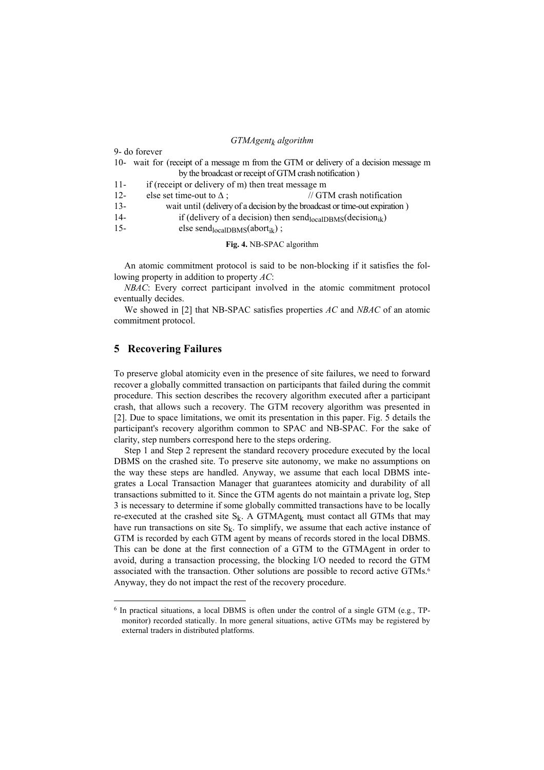*$GTMAgent_k$ algorithm*

```
9- do forever
10-   wait for (receipt of a message m from the GTM or delivery of a decision message m
              by the broadcast or receipt of GTM crash notification )
11-       if (receipt or delivery of m) then treat message m
12-       else set time-out to Δ ;                          // GTM crash notification
13-            wait until (delivery of a decision by the broadcast or time-out expiration )
14-            if (delivery of a decision) then send_localDBMS(decision_ik)
15-            else send_localDBMS(abort_ik) ;
```

**Fig. 4.** NB-SPAC algorithm

An atomic commitment protocol is said to be non-blocking if it satisfies the following property in addition to property *AC*:

*NBAC*: Every correct participant involved in the atomic commitment protocol eventually decides.

We showed in [2] that NB-SPAC satisfies properties *AC* and *NBAC* of an atomic commitment protocol.

## 5 Recovering Failures

To preserve global atomicity even in the presence of site failures, we need to forward recover a globally committed transaction on participants that failed during the commit procedure. This section describes the recovery algorithm executed after a participant crash, that allows such a recovery. The GTM recovery algorithm was presented in [2]. Due to space limitations, we omit its presentation in this paper. Fig. 5 details the participant's recovery algorithm common to SPAC and NB-SPAC. For the sake of clarity, step numbers correspond here to the steps ordering.

Step 1 and Step 2 represent the standard recovery procedure executed by the local DBMS on the crashed site. To preserve site autonomy, we make no assumptions on the way these steps are handled. Anyway, we assume that each local DBMS integrates a Local Transaction Manager that guarantees atomicity and durability of all transactions submitted to it. Since the GTM agents do not maintain a private log, Step 3 is necessary to determine if some globally committed transactions have to be locally re-executed at the crashed site $S_k$. A $GTMAgent_k$ must contact all GTMs that may have run transactions on site $S_k$. To simplify, we assume that each active instance of GTM is recorded by each GTM agent by means of records stored in the local DBMS. This can be done at the first connection of a GTM to the GTMAgent in order to avoid, during a transaction processing, the blocking I/O needed to record the GTM associated with the transaction. Other solutions are possible to record active GTMs.[6] Anyway, they do not impact the rest of the recovery procedure.

[6] In practical situations, a local DBMS is often under the control of a single GTM (e.g., TP-monitor) recorded statically. In more general situations, active GTMs may be registered by external traders in distributed platforms.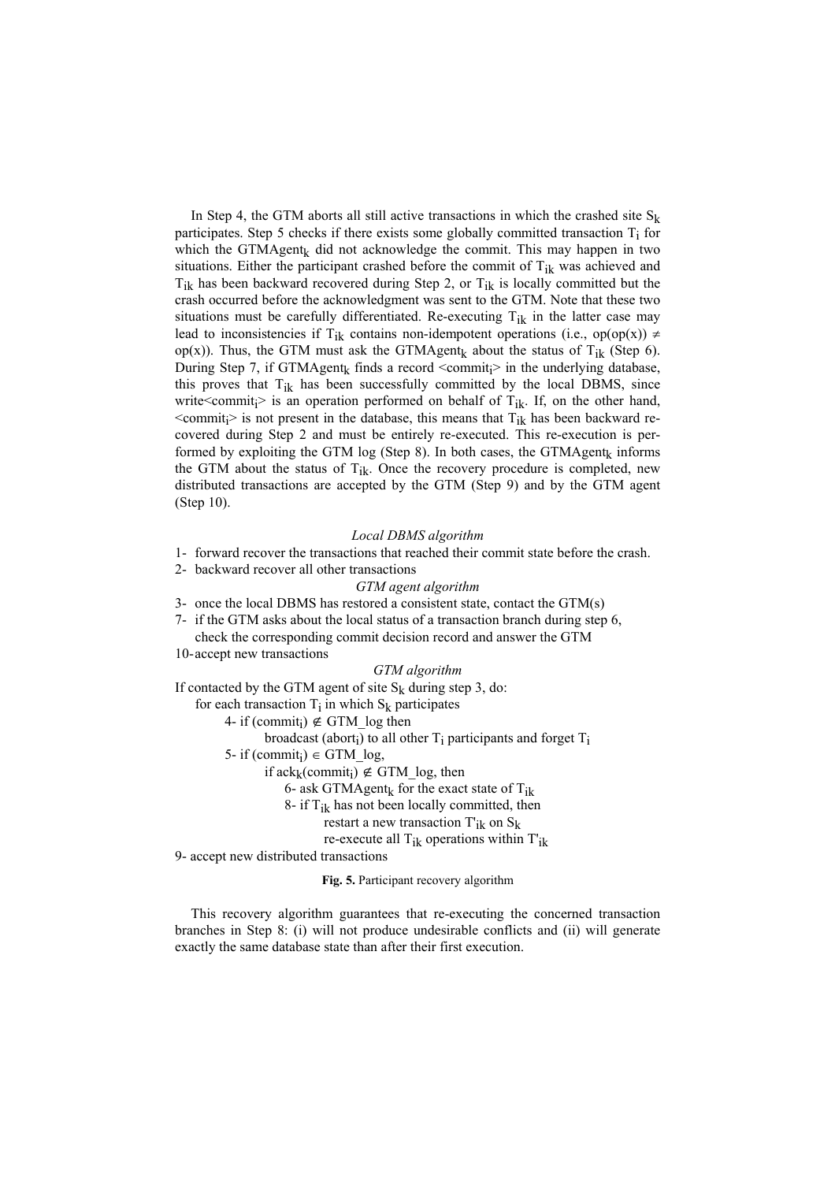In Step 4, the GTM aborts all still active transactions in which the crashed site $S_k$ participates. Step 5 checks if there exists some globally committed transaction $T_i$ for which the $GTMAgent_k$ did not acknowledge the commit. This may happen in two situations. Either the participant crashed before the commit of $T_{ik}$ was achieved and $T_{ik}$ has been backward recovered during Step 2, or $T_{ik}$ is locally committed but the crash occurred before the acknowledgment was sent to the GTM. Note that these two situations must be carefully differentiated. Re-executing $T_{ik}$ in the latter case may lead to inconsistencies if $T_{ik}$ contains non-idempotent operations (i.e., $op(op(x)) \neq op(x)$). Thus, the GTM must ask the $GTMAgent_k$ about the status of $T_{ik}$ (Step 6). During Step 7, if $GTMAgent_k$ finds a record $<commit_i>$ in the underlying database, this proves that $T_{ik}$ has been successfully committed by the local DBMS, since write$<commit_i>$ is an operation performed on behalf of $T_{ik}$. If, on the other hand, $<commit_i>$ is not present in the database, this means that $T_{ik}$ has been backward recovered during Step 2 and must be entirely re-executed. This re-execution is performed by exploiting the GTM log (Step 8). In both cases, the $GTMAgent_k$ informs the GTM about the status of $T_{ik}$. Once the recovery procedure is completed, new distributed transactions are accepted by the GTM (Step 9) and by the GTM agent (Step 10).

*Local DBMS algorithm*

1- forward recover the transactions that reached their commit state before the crash.
2- backward recover all other transactions

*GTM agent algorithm*

3- once the local DBMS has restored a consistent state, contact the GTM(s)
7- if the GTM asks about the local status of a transaction branch during step 6, check the corresponding commit decision record and answer the GTM
10- accept new transactions

*GTM algorithm*

If contacted by the GTM agent of site $S_k$ during step 3, do:
&nbsp;&nbsp;&nbsp;&nbsp;for each transaction $T_i$ in which $S_k$ participates
&nbsp;&nbsp;&nbsp;&nbsp;&nbsp;&nbsp;&nbsp;&nbsp;4- if $(commit_i) \notin$ GTM_log then
&nbsp;&nbsp;&nbsp;&nbsp;&nbsp;&nbsp;&nbsp;&nbsp;&nbsp;&nbsp;&nbsp;&nbsp;broadcast $(abort_i)$ to all other $T_i$ participants and forget $T_i$
&nbsp;&nbsp;&nbsp;&nbsp;&nbsp;&nbsp;&nbsp;&nbsp;5- if $(commit_i) \in$ GTM_log,
&nbsp;&nbsp;&nbsp;&nbsp;&nbsp;&nbsp;&nbsp;&nbsp;&nbsp;&nbsp;&nbsp;&nbsp;if $ack_k(commit_i) \notin$ GTM_log, then
&nbsp;&nbsp;&nbsp;&nbsp;&nbsp;&nbsp;&nbsp;&nbsp;&nbsp;&nbsp;&nbsp;&nbsp;&nbsp;&nbsp;&nbsp;&nbsp;6- ask $GTMAgent_k$ for the exact state of $T_{ik}$
&nbsp;&nbsp;&nbsp;&nbsp;&nbsp;&nbsp;&nbsp;&nbsp;&nbsp;&nbsp;&nbsp;&nbsp;&nbsp;&nbsp;&nbsp;&nbsp;8- if $T_{ik}$ has not been locally committed, then
&nbsp;&nbsp;&nbsp;&nbsp;&nbsp;&nbsp;&nbsp;&nbsp;&nbsp;&nbsp;&nbsp;&nbsp;&nbsp;&nbsp;&nbsp;&nbsp;&nbsp;&nbsp;&nbsp;&nbsp;restart a new transaction $T'_{ik}$ on $S_k$
&nbsp;&nbsp;&nbsp;&nbsp;&nbsp;&nbsp;&nbsp;&nbsp;&nbsp;&nbsp;&nbsp;&nbsp;&nbsp;&nbsp;&nbsp;&nbsp;&nbsp;&nbsp;&nbsp;&nbsp;re-execute all $T_{ik}$ operations within $T'_{ik}$
9- accept new distributed transactions

**Fig. 5.** Participant recovery algorithm

This recovery algorithm guarantees that re-executing the concerned transaction branches in Step 8: (i) will not produce undesirable conflicts and (ii) will generate exactly the same database state than after their first execution.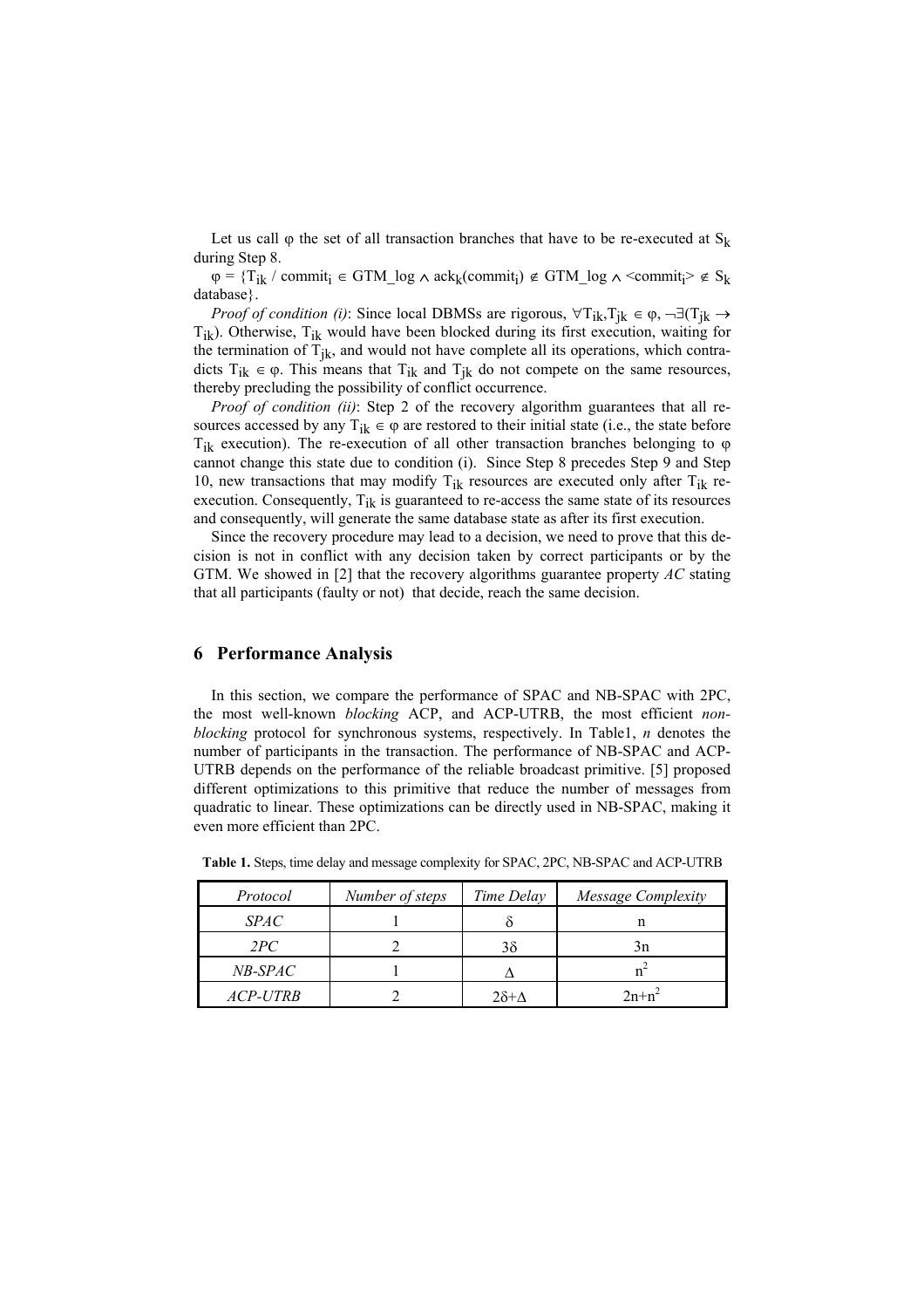Let us call $\varphi$ the set of all transaction branches that have to be re-executed at $S_k$ during Step 8.

$\varphi = \{T_{ik}$ / $commit_i \in GTM\_log \wedge ack_k(commit_i) \notin GTM\_log \wedge \langle commit_i \rangle \notin S_k$ database$\}$.

*Proof of condition (i)*: Since local DBMSs are rigorous, $\forall T_{ik}, T_{jk} \in \varphi, \neg\exists(T_{jk} \rightarrow T_{ik})$. Otherwise, $T_{ik}$ would have been blocked during its first execution, waiting for the termination of $T_{jk}$, and would not have complete all its operations, which contradicts $T_{ik} \in \varphi$. This means that $T_{ik}$ and $T_{jk}$ do not compete on the same resources, thereby precluding the possibility of conflict occurrence.

*Proof of condition (ii)*: Step 2 of the recovery algorithm guarantees that all resources accessed by any $T_{ik} \in \varphi$ are restored to their initial state (i.e., the state before $T_{ik}$ execution). The re-execution of all other transaction branches belonging to $\varphi$ cannot change this state due to condition (i). Since Step 8 precedes Step 9 and Step 10, new transactions that may modify $T_{ik}$ resources are executed only after $T_{ik}$ re-execution. Consequently, $T_{ik}$ is guaranteed to re-access the same state of its resources and consequently, will generate the same database state as after its first execution.

Since the recovery procedure may lead to a decision, we need to prove that this decision is not in conflict with any decision taken by correct participants or by the GTM. We showed in [2] that the recovery algorithms guarantee property *AC* stating that all participants (faulty or not) that decide, reach the same decision.

## 6 Performance Analysis

In this section, we compare the performance of SPAC and NB-SPAC with 2PC, the most well-known *blocking* ACP, and ACP-UTRB, the most efficient *non-blocking* protocol for synchronous systems, respectively. In Table1, *n* denotes the number of participants in the transaction. The performance of NB-SPAC and ACP-UTRB depends on the performance of the reliable broadcast primitive. [5] proposed different optimizations to this primitive that reduce the number of messages from quadratic to linear. These optimizations can be directly used in NB-SPAC, making it even more efficient than 2PC.

**Table 1.** Steps, time delay and message complexity for SPAC, 2PC, NB-SPAC and ACP-UTRB

| *Protocol* | *Number of steps* | *Time Delay* | *Message Complexity* |
|---|---|---|---|
| *SPAC* | 1 | $\delta$ | n |
| *2PC* | 2 | $3\delta$ | 3n |
| *NB-SPAC* | 1 | $\Delta$ | $n^2$ |
| *ACP-UTRB* | 2 | $2\delta+\Delta$ | $2n+n^2$ |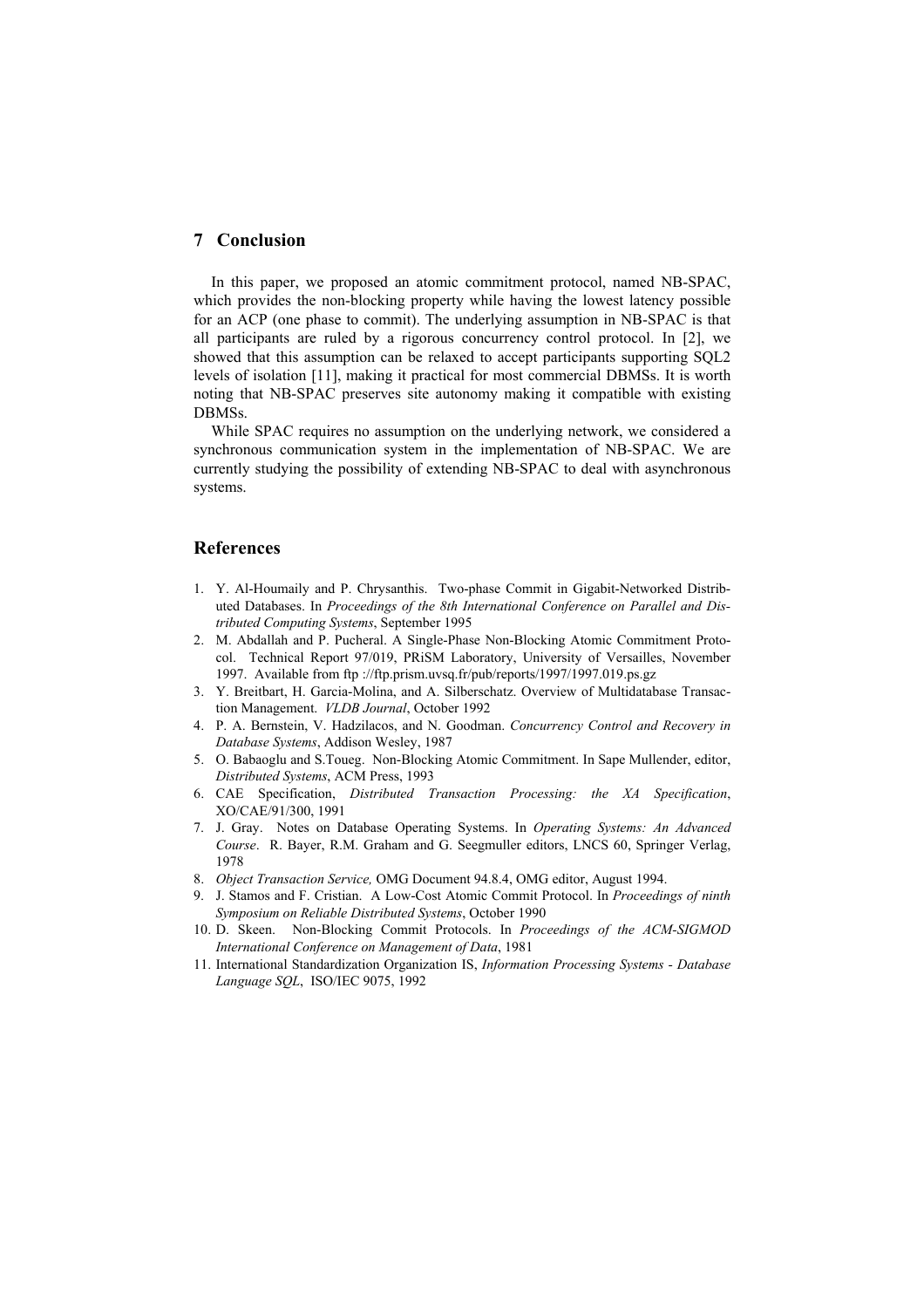## 7 Conclusion

In this paper, we proposed an atomic commitment protocol, named NB-SPAC, which provides the non-blocking property while having the lowest latency possible for an ACP (one phase to commit). The underlying assumption in NB-SPAC is that all participants are ruled by a rigorous concurrency control protocol. In [2], we showed that this assumption can be relaxed to accept participants supporting SQL2 levels of isolation [11], making it practical for most commercial DBMSs. It is worth noting that NB-SPAC preserves site autonomy making it compatible with existing DBMSs.

While SPAC requires no assumption on the underlying network, we considered a synchronous communication system in the implementation of NB-SPAC. We are currently studying the possibility of extending NB-SPAC to deal with asynchronous systems.

## References

1. Y. Al-Houmaily and P. Chrysanthis. Two-phase Commit in Gigabit-Networked Distributed Databases. In *Proceedings of the 8th International Conference on Parallel and Distributed Computing Systems*, September 1995
2. M. Abdallah and P. Pucheral. A Single-Phase Non-Blocking Atomic Commitment Protocol. Technical Report 97/019, PRiSM Laboratory, University of Versailles, November 1997. Available from ftp ://ftp.prism.uvsq.fr/pub/reports/1997/1997.019.ps.gz
3. Y. Breitbart, H. Garcia-Molina, and A. Silberschatz. Overview of Multidatabase Transaction Management. *VLDB Journal*, October 1992
4. P. A. Bernstein, V. Hadzilacos, and N. Goodman. *Concurrency Control and Recovery in Database Systems*, Addison Wesley, 1987
5. O. Babaoglu and S.Toueg. Non-Blocking Atomic Commitment. In Sape Mullender, editor, *Distributed Systems*, ACM Press, 1993
6. CAE Specification, *Distributed Transaction Processing: the XA Specification*, XO/CAE/91/300, 1991
7. J. Gray. Notes on Database Operating Systems. In *Operating Systems: An Advanced Course*. R. Bayer, R.M. Graham and G. Seegmuller editors, LNCS 60, Springer Verlag, 1978
8. *Object Transaction Service,* OMG Document 94.8.4, OMG editor, August 1994.
9. J. Stamos and F. Cristian. A Low-Cost Atomic Commit Protocol. In *Proceedings of ninth Symposium on Reliable Distributed Systems*, October 1990
10. D. Skeen. Non-Blocking Commit Protocols. In *Proceedings of the ACM-SIGMOD International Conference on Management of Data*, 1981
11. International Standardization Organization IS, *Information Processing Systems - Database Language SQL*, ISO/IEC 9075, 1992